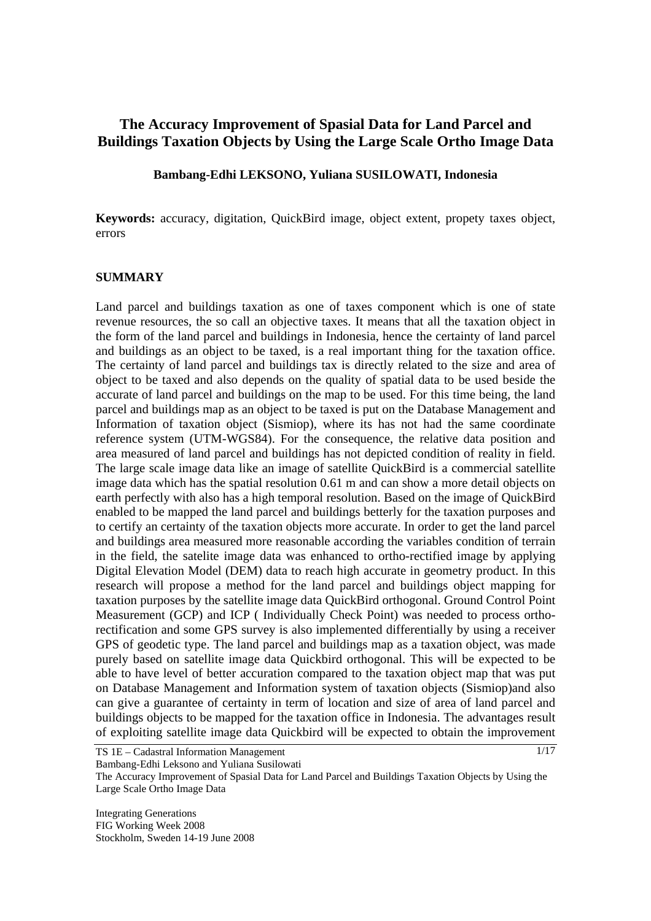# The Accuracy Improvement of Spasial Data for Land Parcel and Buildings Taxation Objects by Using the Large Scale Ortho Image Data

**Bambang-Edhi LEKSONO, Yuliana SUSILOWATI, Indonesia**

**Keywords:** accuracy, digitation, QuickBird image, object extent, propety taxes object, errors

## SUMMARY

Land parcel and buildings taxation as one of taxes component which is one of state revenue resources, the so call an objective taxes. It means that all the taxation object in the form of the land parcel and buildings in Indonesia, hence the certainty of land parcel and buildings as an object to be taxed, is a real important thing for the taxation office. The certainty of land parcel and buildings tax is directly related to the size and area of object to be taxed and also depends on the quality of spatial data to be used beside the accurate of land parcel and buildings on the map to be used. For this time being, the land parcel and buildings map as an object to be taxed is put on the Database Management and Information of taxation object (Sismiop), where its has not had the same coordinate reference system (UTM-WGS84). For the consequence, the relative data position and area measured of land parcel and buildings has not depicted condition of reality in field. The large scale image data like an image of satellite QuickBird is a commercial satellite image data which has the spatial resolution 0.61 m and can show a more detail objects on earth perfectly with also has a high temporal resolution. Based on the image of QuickBird enabled to be mapped the land parcel and buildings betterly for the taxation purposes and to certify an certainty of the taxation objects more accurate. In order to get the land parcel and buildings area measured more reasonable according the variables condition of terrain in the field, the satelite image data was enhanced to ortho-rectified image by applying Digital Elevation Model (DEM) data to reach high accurate in geometry product. In this research will propose a method for the land parcel and buildings object mapping for taxation purposes by the satellite image data QuickBird orthogonal. Ground Control Point Measurement (GCP) and ICP ( Individually Check Point) was needed to process ortho-rectification and some GPS survey is also implemented differentially by using a receiver GPS of geodetic type. The land parcel and buildings map as a taxation object, was made purely based on satellite image data Quickbird orthogonal. This will be expected to be able to have level of better accuration compared to the taxation object map that was put on Database Management and Information system of taxation objects (Sismiop)and also can give a guarantee of certainty in term of location and size of area of land parcel and buildings objects to be mapped for the taxation office in Indonesia. The advantages result of exploiting satellite image data Quickbird will be expected to obtain the improvement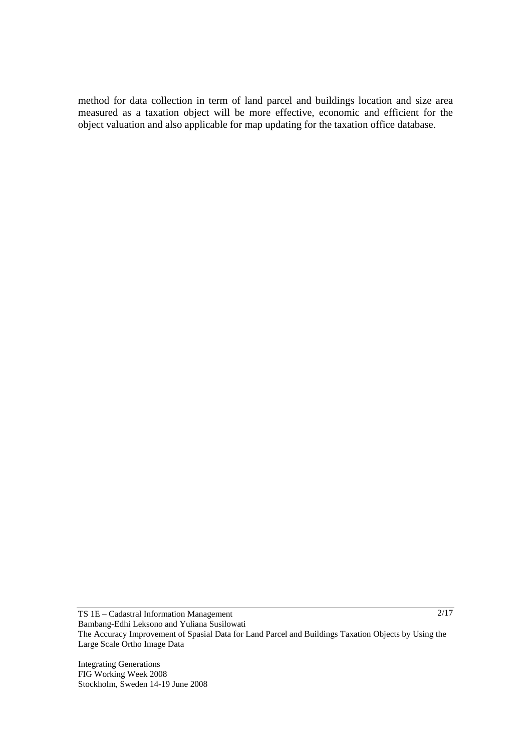method for data collection in term of land parcel and buildings location and size area measured as a taxation object will be more effective, economic and efficient for the object valuation and also applicable for map updating for the taxation office database.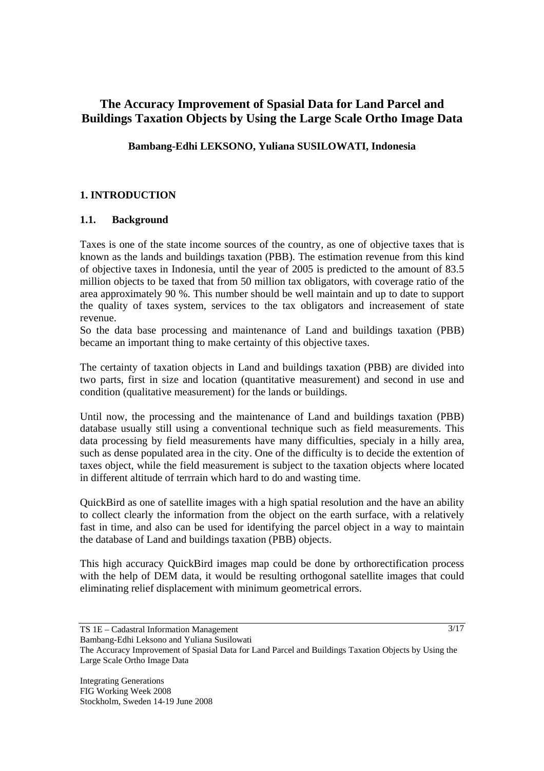# The Accuracy Improvement of Spasial Data for Land Parcel and Buildings Taxation Objects by Using the Large Scale Ortho Image Data

**Bambang-Edhi LEKSONO, Yuliana SUSILOWATI, Indonesia**

## 1. INTRODUCTION

### 1.1. Background

Taxes is one of the state income sources of the country, as one of objective taxes that is known as the lands and buildings taxation (PBB). The estimation revenue from this kind of objective taxes in Indonesia, until the year of 2005 is predicted to the amount of 83.5 million objects to be taxed that from 50 million tax obligators, with coverage ratio of the area approximately 90 %. This number should be well maintain and up to date to support the quality of taxes system, services to the tax obligators and increasement of state revenue.

So the data base processing and maintenance of Land and buildings taxation (PBB) became an important thing to make certainty of this objective taxes.

The certainty of taxation objects in Land and buildings taxation (PBB) are divided into two parts, first in size and location (quantitative measurement) and second in use and condition (qualitative measurement) for the lands or buildings.

Until now, the processing and the maintenance of Land and buildings taxation (PBB) database usually still using a conventional technique such as field measurements. This data processing by field measurements have many difficulties, specialy in a hilly area, such as dense populated area in the city. One of the difficulty is to decide the extention of taxes object, while the field measurement is subject to the taxation objects where located in different altitude of terrrain which hard to do and wasting time.

QuickBird as one of satellite images with a high spatial resolution and the have an ability to collect clearly the information from the object on the earth surface, with a relatively fast in time, and also can be used for identifying the parcel object in a way to maintain the database of Land and buildings taxation (PBB) objects.

This high accuracy QuickBird images map could be done by orthorectification process with the help of DEM data, it would be resulting orthogonal satellite images that could eliminating relief displacement with minimum geometrical errors.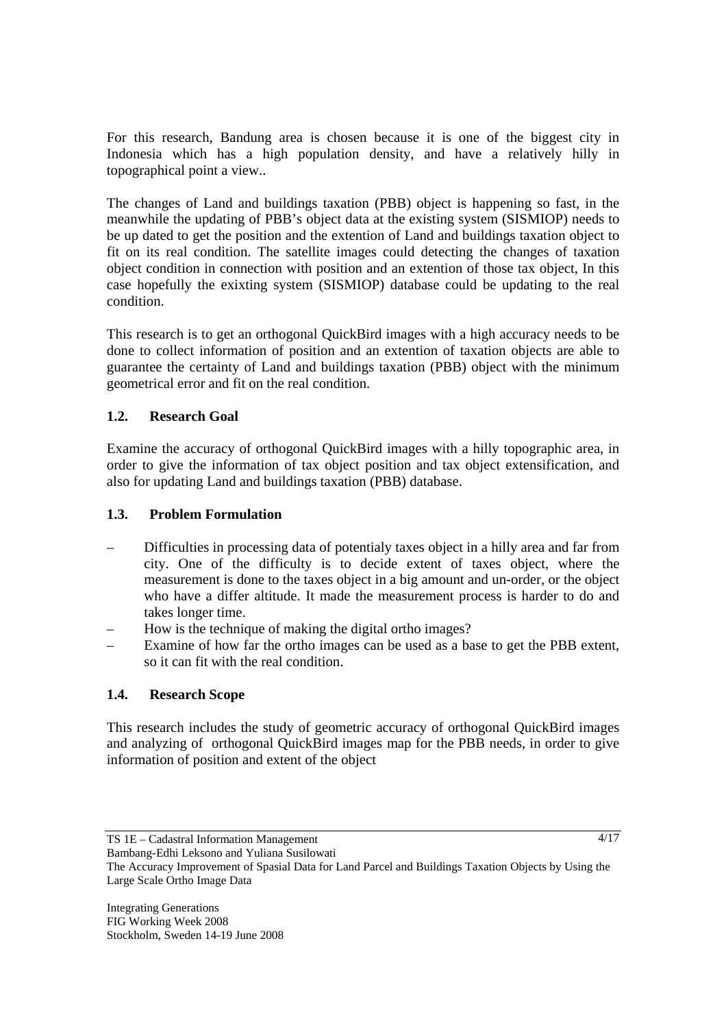For this research, Bandung area is chosen because it is one of the biggest city in Indonesia which has a high population density, and have a relatively hilly in topographical point a view..

The changes of Land and buildings taxation (PBB) object is happening so fast, in the meanwhile the updating of PBB's object data at the existing system (SISMIOP) needs to be up dated to get the position and the extention of Land and buildings taxation object to fit on its real condition. The satellite images could detecting the changes of taxation object condition in connection with position and an extention of those tax object, In this case hopefully the exixting system (SISMIOP) database could be updating to the real condition.

This research is to get an orthogonal QuickBird images with a high accuracy needs to be done to collect information of position and an extention of taxation objects are able to guarantee the certainty of Land and buildings taxation (PBB) object with the minimum geometrical error and fit on the real condition.

### 1.2. Research Goal

Examine the accuracy of orthogonal QuickBird images with a hilly topographic area, in order to give the information of tax object position and tax object extensification, and also for updating Land and buildings taxation (PBB) database.

### 1.3. Problem Formulation

- Difficulties in processing data of potentialy taxes object in a hilly area and far from city. One of the difficulty is to decide extent of taxes object, where the measurement is done to the taxes object in a big amount and un-order, or the object who have a differ altitude. It made the measurement process is harder to do and takes longer time.
- How is the technique of making the digital ortho images?
- Examine of how far the ortho images can be used as a base to get the PBB extent, so it can fit with the real condition.

### 1.4. Research Scope

This research includes the study of geometric accuracy of orthogonal QuickBird images and analyzing of orthogonal QuickBird images map for the PBB needs, in order to give information of position and extent of the object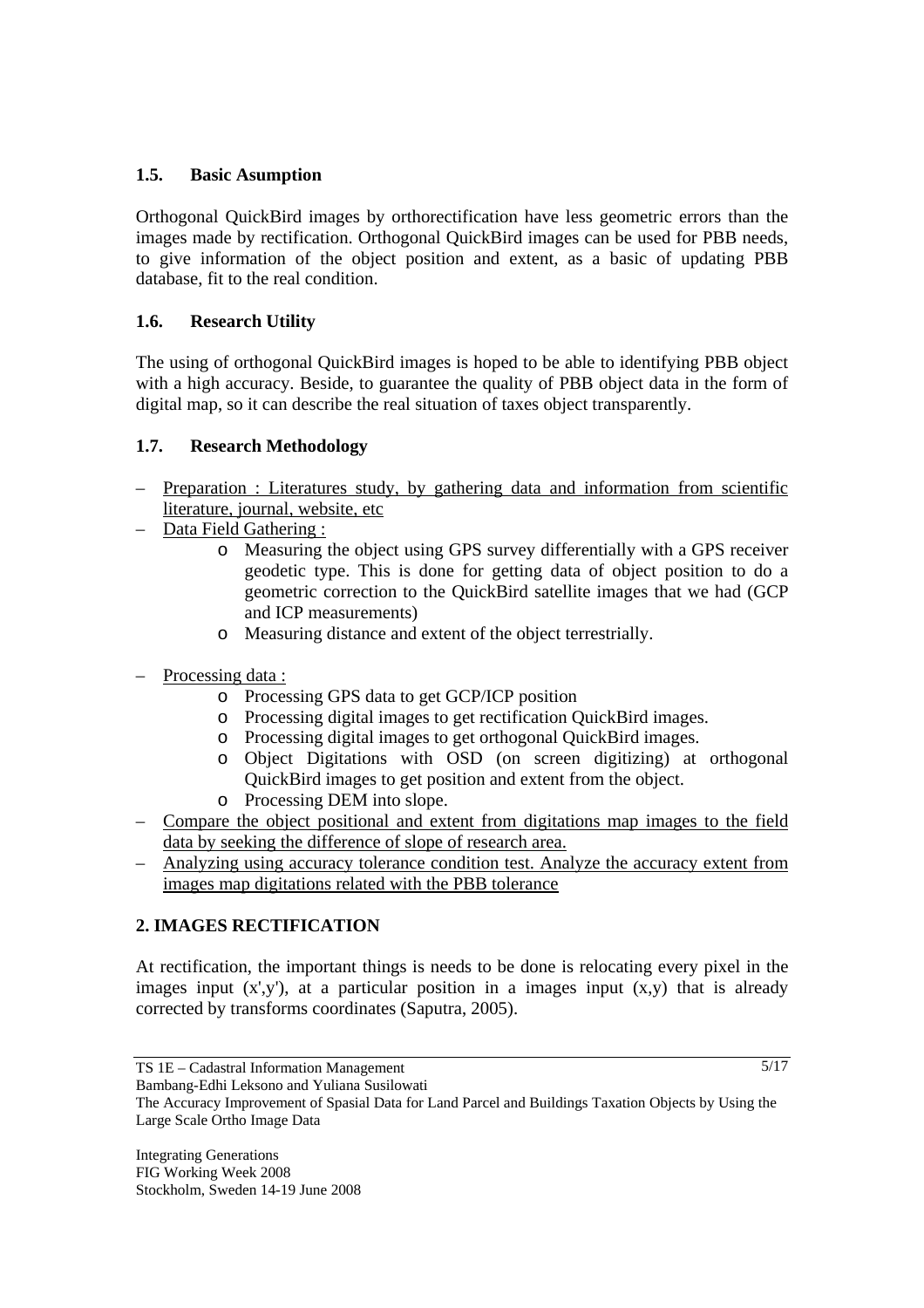### 1.5. Basic Asumption

Orthogonal QuickBird images by orthorectification have less geometric errors than the images made by rectification. Orthogonal QuickBird images can be used for PBB needs, to give information of the object position and extent, as a basic of updating PBB database, fit to the real condition.

### 1.6. Research Utility

The using of orthogonal QuickBird images is hoped to be able to identifying PBB object with a high accuracy. Beside, to guarantee the quality of PBB object data in the form of digital map, so it can describe the real situation of taxes object transparently.

### 1.7. Research Methodology

- <u>Preparation : Literatures study, by gathering data and information from scientific literature, journal, website, etc</u>
- <u>Data Field Gathering :</u>
  - Measuring the object using GPS survey differentially with a GPS receiver geodetic type. This is done for getting data of object position to do a geometric correction to the QuickBird satellite images that we had (GCP and ICP measurements)
  - Measuring distance and extent of the object terrestrially.
- <u>Processing data :</u>
  - Processing GPS data to get GCP/ICP position
  - Processing digital images to get rectification QuickBird images.
  - Processing digital images to get orthogonal QuickBird images.
  - Object Digitations with OSD (on screen digitizing) at orthogonal QuickBird images to get position and extent from the object.
  - Processing DEM into slope.
- <u>Compare the object positional and extent from digitations map images to the field data by seeking the difference of slope of research area.</u>
- <u>Analyzing using accuracy tolerance condition test. Analyze the accuracy extent from images map digitations related with the PBB tolerance</u>

## 2. IMAGES RECTIFICATION

At rectification, the important things is needs to be done is relocating every pixel in the images input (x',y'), at a particular position in a images input (x,y) that is already corrected by transforms coordinates (Saputra, 2005).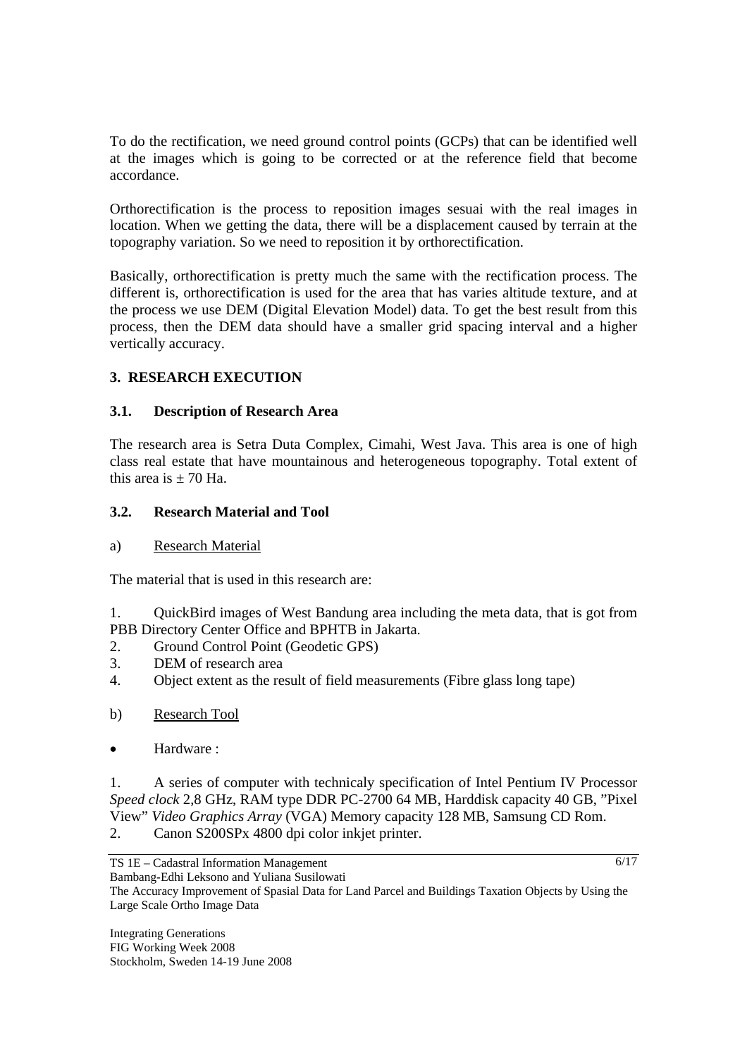To do the rectification, we need ground control points (GCPs) that can be identified well at the images which is going to be corrected or at the reference field that become accordance.

Orthorectification is the process to reposition images sesuai with the real images in location. When we getting the data, there will be a displacement caused by terrain at the topography variation. So we need to reposition it by orthorectification.

Basically, orthorectification is pretty much the same with the rectification process. The different is, orthorectification is used for the area that has varies altitude texture, and at the process we use DEM (Digital Elevation Model) data. To get the best result from this process, then the DEM data should have a smaller grid spacing interval and a higher vertically accuracy.

## 3. RESEARCH EXECUTION

### 3.1. Description of Research Area

The research area is Setra Duta Complex, Cimahi, West Java. This area is one of high class real estate that have mountainous and heterogeneous topography. Total extent of this area is ± 70 Ha.

### 3.2. Research Material and Tool

a) Research Material

The material that is used in this research are:

1. QuickBird images of West Bandung area including the meta data, that is got from PBB Directory Center Office and BPHTB in Jakarta.
2. Ground Control Point (Geodetic GPS)
3. DEM of research area
4. Object extent as the result of field measurements (Fibre glass long tape)

b) Research Tool

- Hardware :

1. A series of computer with technicaly specification of Intel Pentium IV Processor *Speed clock* 2,8 GHz, RAM type DDR PC-2700 64 MB, Harddisk capacity 40 GB, "Pixel View" *Video Graphics Array* (VGA) Memory capacity 128 MB, Samsung CD Rom.
2. Canon S200SPx 4800 dpi color inkjet printer.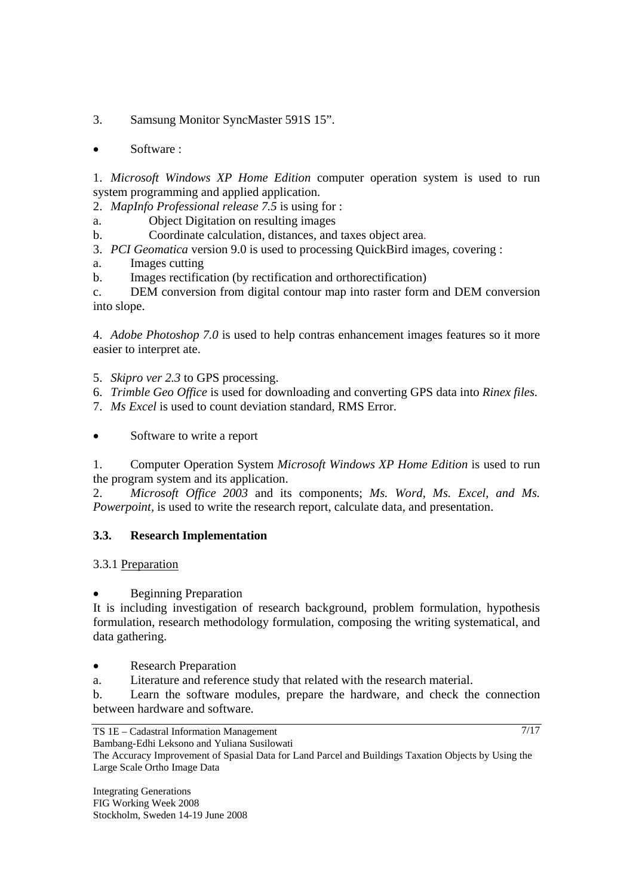3. Samsung Monitor SyncMaster 591S 15".

- Software :

1. *Microsoft Windows XP Home Edition* computer operation system is used to run system programming and applied application.
2. *MapInfo Professional release 7.5* is using for :
   a. Object Digitation on resulting images
   b. Coordinate calculation, distances, and taxes object area.
3. *PCI Geomatica* version 9.0 is used to processing QuickBird images, covering :
   a. Images cutting
   b. Images rectification (by rectification and orthorectification)
   c. DEM conversion from digital contour map into raster form and DEM conversion into slope.

4. *Adobe Photoshop 7.0* is used to help contras enhancement images features so it more easier to interpret ate.

5. *Skipro ver 2.3* to GPS processing.
6. *Trimble Geo Office* is used for downloading and converting GPS data into *Rinex files.*
7. *Ms Excel* is used to count deviation standard, RMS Error.

- Software to write a report

1. Computer Operation System *Microsoft Windows XP Home Edition* is used to run the program system and its application.
2. *Microsoft Office 2003* and its components; *Ms. Word, Ms. Excel, and Ms. Powerpoint*, is used to write the research report, calculate data, and presentation.

### 3.3. Research Implementation

#### 3.3.1 Preparation

- Beginning Preparation

It is including investigation of research background, problem formulation, hypothesis formulation, research methodology formulation, composing the writing systematical, and data gathering.

- Research Preparation

a. Literature and reference study that related with the research material.
b. Learn the software modules, prepare the hardware, and check the connection between hardware and software.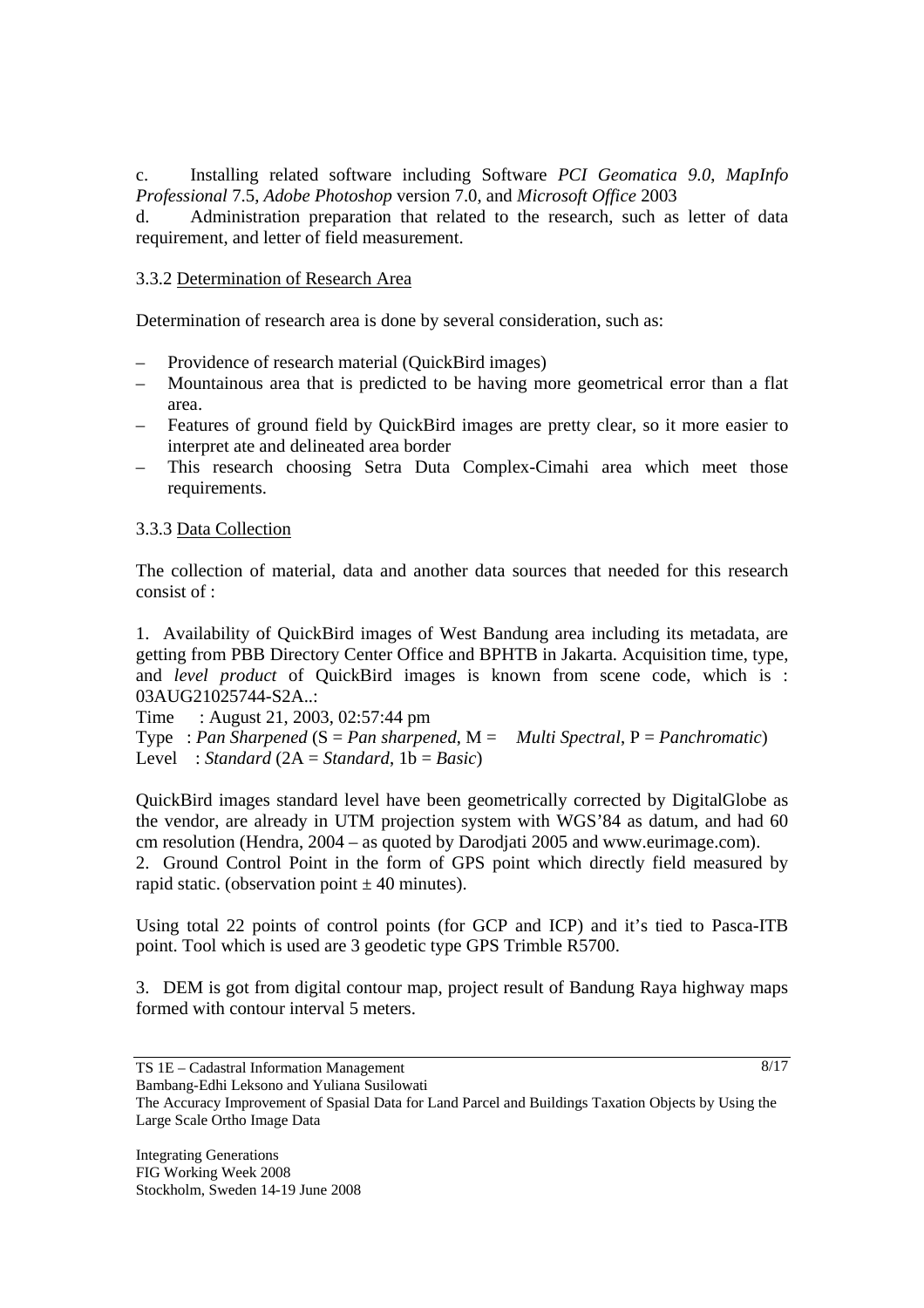c. Installing related software including Software *PCI Geomatica 9.0*, *MapInfo Professional* 7.5, *Adobe Photoshop* version 7.0, and *Microsoft Office* 2003

d. Administration preparation that related to the research, such as letter of data requirement, and letter of field measurement.

### 3.3.2 Determination of Research Area

Determination of research area is done by several consideration, such as:

- Providence of research material (QuickBird images)
- Mountainous area that is predicted to be having more geometrical error than a flat area.
- Features of ground field by QuickBird images are pretty clear, so it more easier to interpret ate and delineated area border
- This research choosing Setra Duta Complex-Cimahi area which meet those requirements.

### 3.3.3 Data Collection

The collection of material, data and another data sources that needed for this research consist of :

1. Availability of QuickBird images of West Bandung area including its metadata, are getting from PBB Directory Center Office and BPHTB in Jakarta. Acquisition time, type, and *level product* of QuickBird images is known from scene code, which is : 03AUG21025744-S2A..:

Time : August 21, 2003, 02:57:44 pm
Type : *Pan Sharpened* (S = *Pan sharpened*, M = *Multi Spectral*, P = *Panchromatic*)
Level : *Standard* (2A = *Standard*, 1b = *Basic*)

QuickBird images standard level have been geometrically corrected by DigitalGlobe as the vendor, are already in UTM projection system with WGS'84 as datum, and had 60 cm resolution (Hendra, 2004 – as quoted by Darodjati 2005 and www.eurimage.com).

2. Ground Control Point in the form of GPS point which directly field measured by rapid static. (observation point ± 40 minutes).

Using total 22 points of control points (for GCP and ICP) and it's tied to Pasca-ITB point. Tool which is used are 3 geodetic type GPS Trimble R5700.

3. DEM is got from digital contour map, project result of Bandung Raya highway maps formed with contour interval 5 meters.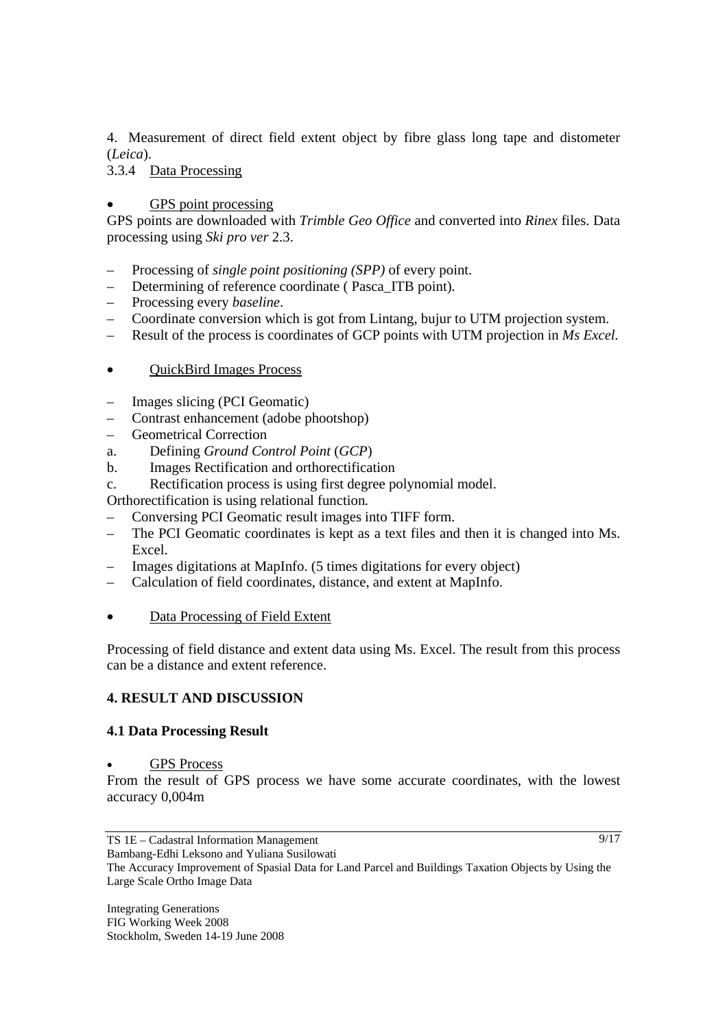4. Measurement of direct field extent object by fibre glass long tape and distometer (*Leica*).

3.3.4 Data Processing

- GPS point processing

GPS points are downloaded with *Trimble Geo Office* and converted into *Rinex* files. Data processing using *Ski pro ver* 2.3.

– Processing of *single point positioning (SPP)* of every point.
– Determining of reference coordinate ( Pasca_ITB point).
– Processing every *baseline*.
– Coordinate conversion which is got from Lintang, bujur to UTM projection system.
– Result of the process is coordinates of GCP points with UTM projection in *Ms Excel*.

- QuickBird Images Process

– Images slicing (PCI Geomatic)
– Contrast enhancement (adobe phootshop)
– Geometrical Correction

a. Defining *Ground Control Point* (*GCP*)
b. Images Rectification and orthorectification
c. Rectification process is using first degree polynomial model.

Orthorectification is using relational function.

– Conversing PCI Geomatic result images into TIFF form.
– The PCI Geomatic coordinates is kept as a text files and then it is changed into Ms. Excel.
– Images digitations at MapInfo. (5 times digitations for every object)
– Calculation of field coordinates, distance, and extent at MapInfo.

- Data Processing of Field Extent

Processing of field distance and extent data using Ms. Excel. The result from this process can be a distance and extent reference.

## 4. RESULT AND DISCUSSION

### 4.1 Data Processing Result

- GPS Process

From the result of GPS process we have some accurate coordinates, with the lowest accuracy 0,004m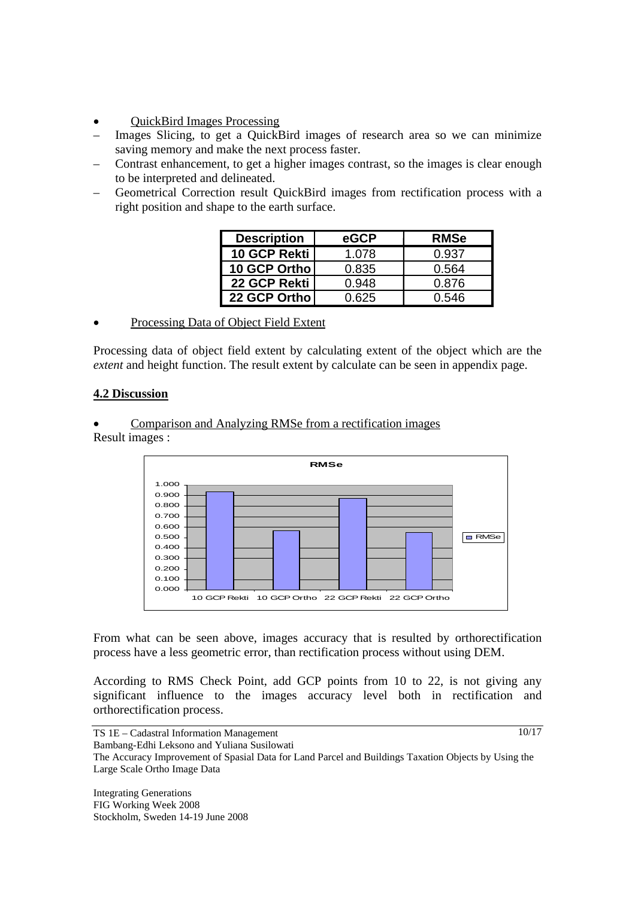- QuickBird Images Processing
  - Images Slicing, to get a QuickBird images of research area so we can minimize saving memory and make the next process faster.
  - Contrast enhancement, to get a higher images contrast, so the images is clear enough to be interpreted and delineated.
  - Geometrical Correction result QuickBird images from rectification process with a right position and shape to the earth surface.

| Description | eGCP | RMSe |
|---|---|---|
| 10 GCP Rekti | 1.078 | 0.937 |
| 10 GCP Ortho | 0.835 | 0.564 |
| 22 GCP Rekti | 0.948 | 0.876 |
| 22 GCP Ortho | 0.625 | 0.546 |

- Processing Data of Object Field Extent

Processing data of object field extent by calculating extent of the object which are the *extent* and height function. The result extent by calculate can be seen in appendix page.

## 4.2 Discussion

- Comparison and Analyzing RMSe from a rectification images

Result images :

From what can be seen above, images accuracy that is resulted by orthorectification process have a less geometric error, than rectification process without using DEM.

According to RMS Check Point, add GCP points from 10 to 22, is not giving any significant influence to the images accuracy level both in rectification and orthorectification process.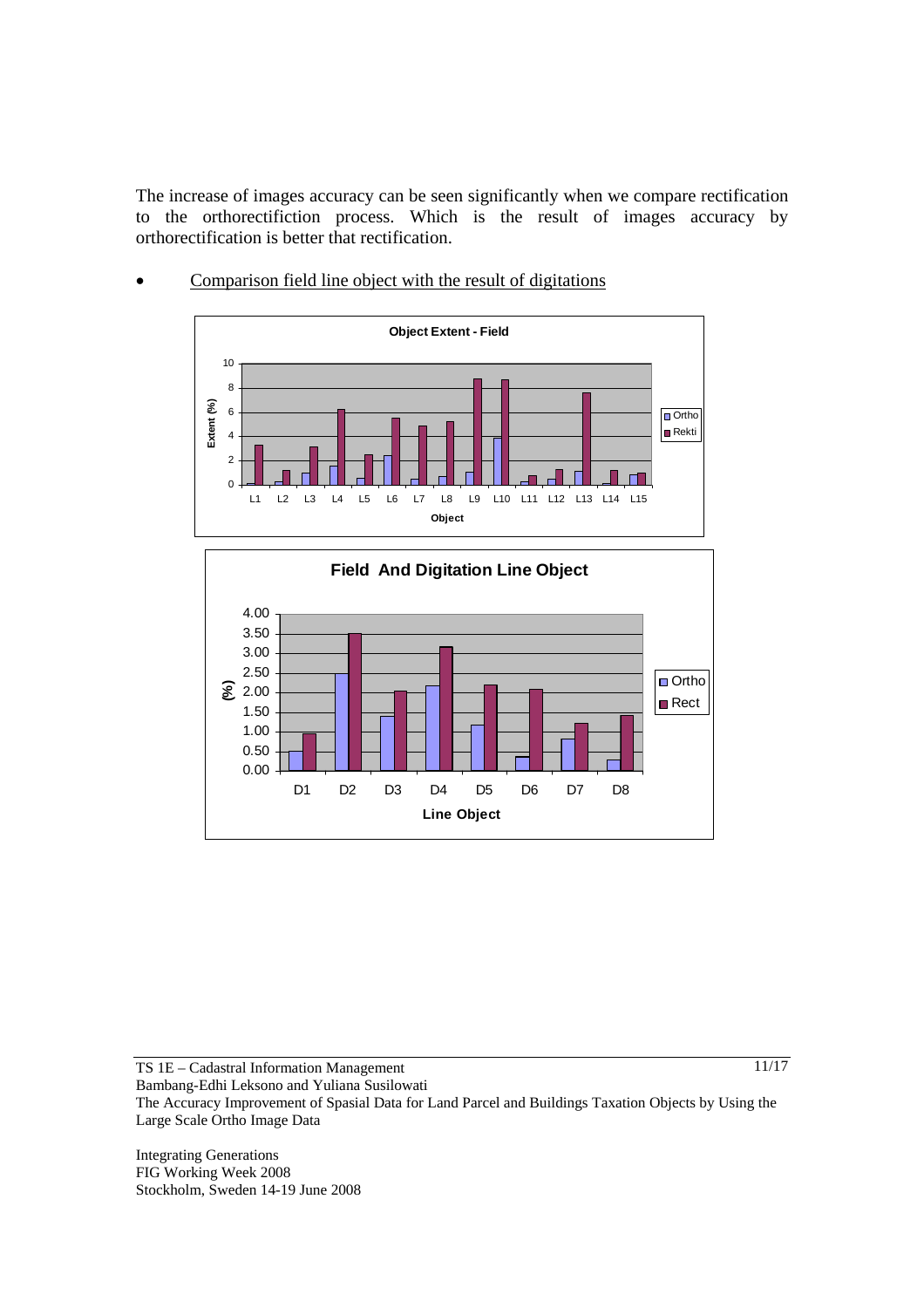The increase of images accuracy can be seen significantly when we compare rectification to the orthorectifiction process. Which is the result of images accuracy by orthorectification is better that rectification.

- Comparison field line object with the result of digitations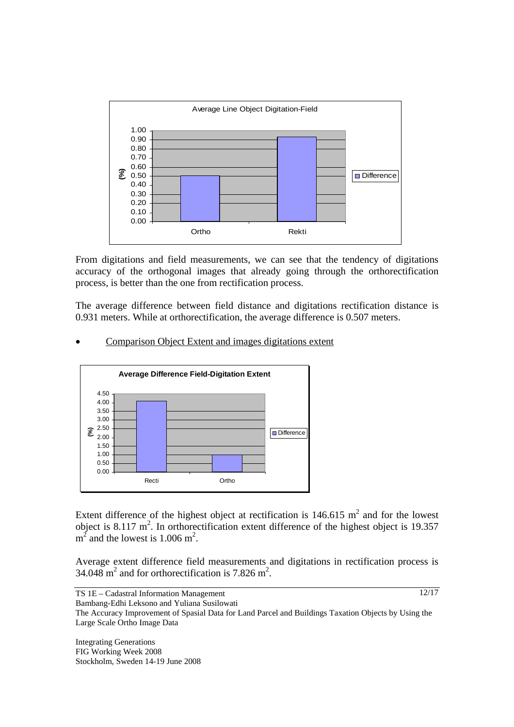From digitations and field measurements, we can see that the tendency of digitations accuracy of the orthogonal images that already going through the orthorectification process, is better than the one from rectification process.

The average difference between field distance and digitations rectification distance is 0.931 meters. While at orthorectification, the average difference is 0.507 meters.

- Comparison Object Extent and images digitations extent

Extent difference of the highest object at rectification is 146.615 $m^2$ and for the lowest object is 8.117 $m^2$. In orthorectification extent difference of the highest object is 19.357 $m^2$ and the lowest is 1.006 $m^2$.

Average extent difference field measurements and digitations in rectification process is 34.048 $m^2$ and for orthorectification is 7.826 $m^2$.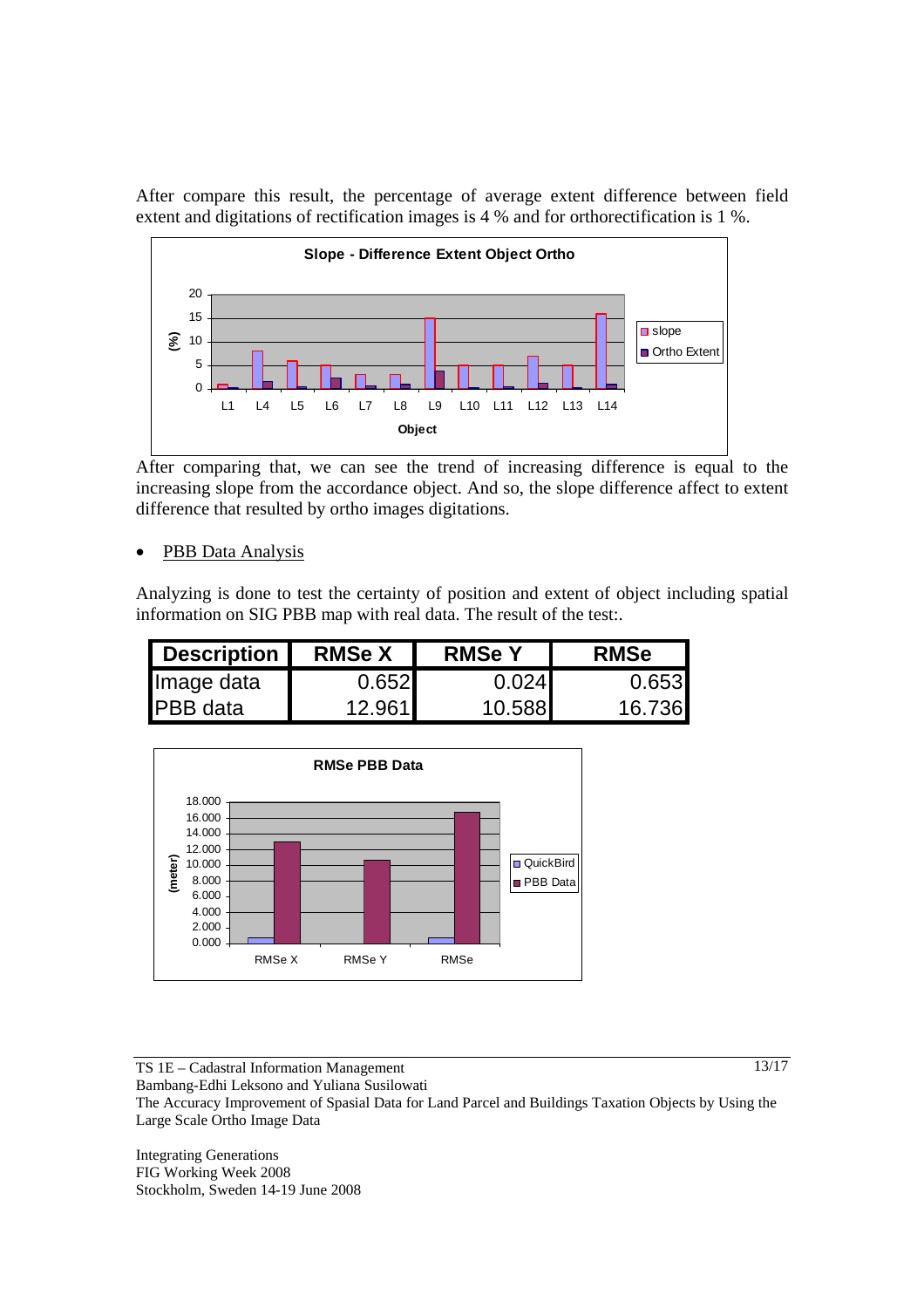After compare this result, the percentage of average extent difference between field extent and digitations of rectification images is 4 % and for orthorectification is 1 %.

After comparing that, we can see the trend of increasing difference is equal to the increasing slope from the accordance object. And so, the slope difference affect to extent difference that resulted by ortho images digitations.

- PBB Data Analysis

Analyzing is done to test the certainty of position and extent of object including spatial information on SIG PBB map with real data. The result of the test:.

| Description | RMSe X | RMSe Y | RMSe |
|---|---|---|---|
| Image data | 0.652 | 0.024 | 0.653 |
| PBB data | 12.961 | 10.588 | 16.736 |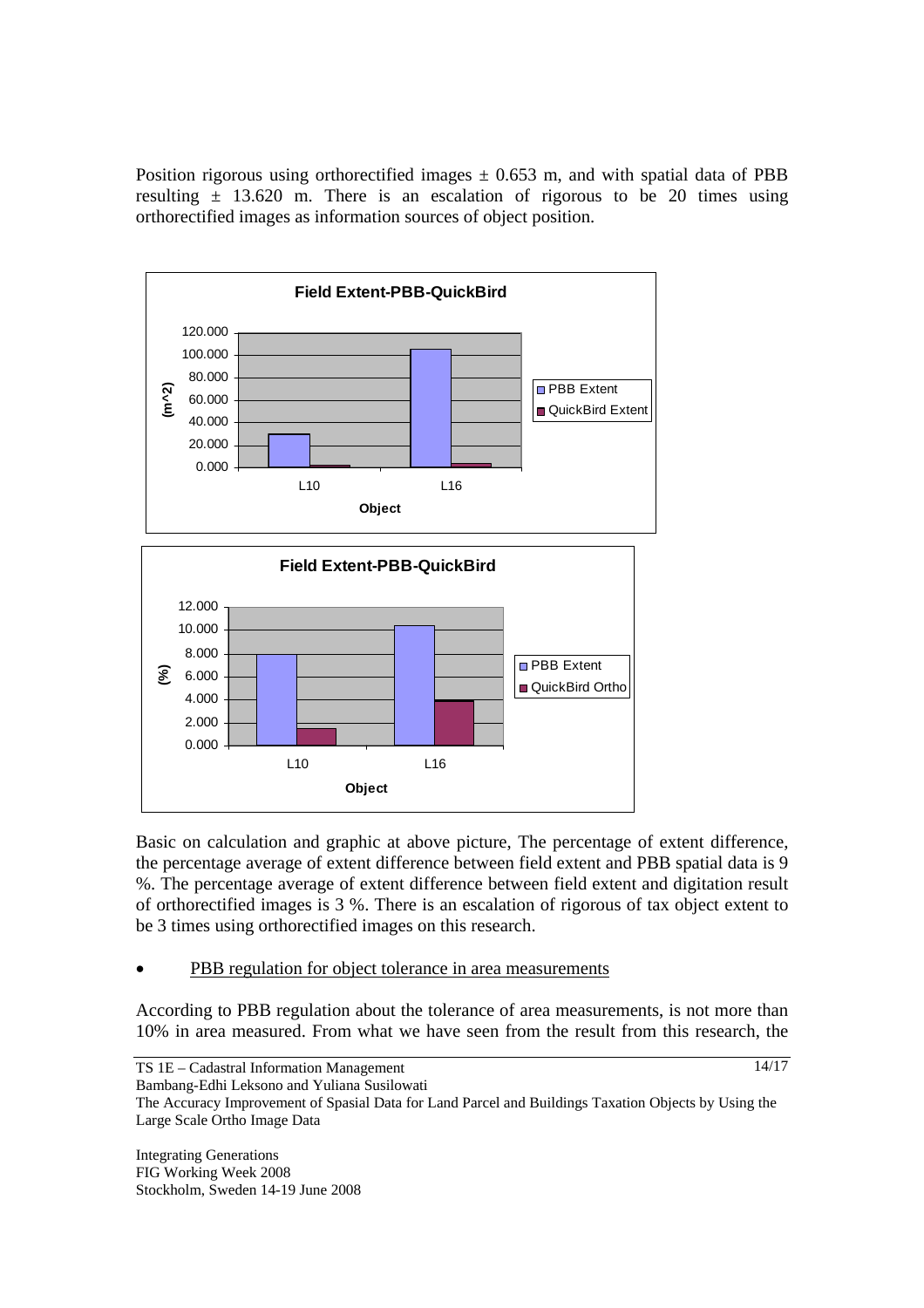Position rigorous using orthorectified images ± 0.653 m, and with spatial data of PBB resulting ± 13.620 m. There is an escalation of rigorous to be 20 times using orthorectified images as information sources of object position.

Basic on calculation and graphic at above picture, The percentage of extent difference, the percentage average of extent difference between field extent and PBB spatial data is 9 %. The percentage average of extent difference between field extent and digitation result of orthorectified images is 3 %. There is an escalation of rigorous of tax object extent to be 3 times using orthorectified images on this research.

- <u>PBB regulation for object tolerance in area measurements</u>

According to PBB regulation about the tolerance of area measurements, is not more than 10% in area measured. From what we have seen from the result from this research, the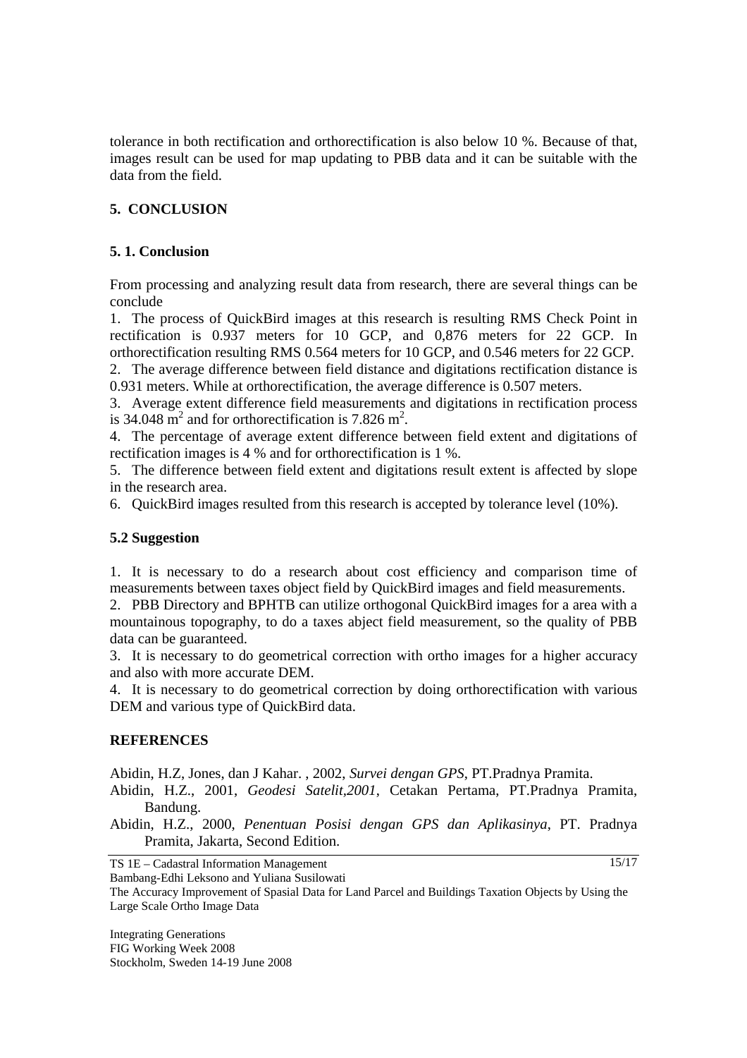tolerance in both rectification and orthorectification is also below 10 %. Because of that, images result can be used for map updating to PBB data and it can be suitable with the data from the field.

## 5. CONCLUSION

### 5. 1. Conclusion

From processing and analyzing result data from research, there are several things can be conclude

1. The process of QuickBird images at this research is resulting RMS Check Point in rectification is 0.937 meters for 10 GCP, and 0,876 meters for 22 GCP. In orthorectification resulting RMS 0.564 meters for 10 GCP, and 0.546 meters for 22 GCP.
2. The average difference between field distance and digitations rectification distance is 0.931 meters. While at orthorectification, the average difference is 0.507 meters.
3. Average extent difference field measurements and digitations in rectification process is 34.048 $m^2$ and for orthorectification is 7.826 $m^2$.
4. The percentage of average extent difference between field extent and digitations of rectification images is 4 % and for orthorectification is 1 %.
5. The difference between field extent and digitations result extent is affected by slope in the research area.
6. QuickBird images resulted from this research is accepted by tolerance level (10%).

### 5.2 Suggestion

1. It is necessary to do a research about cost efficiency and comparison time of measurements between taxes object field by QuickBird images and field measurements.
2. PBB Directory and BPHTB can utilize orthogonal QuickBird images for a area with a mountainous topography, to do a taxes abject field measurement, so the quality of PBB data can be guaranteed.
3. It is necessary to do geometrical correction with ortho images for a higher accuracy and also with more accurate DEM.
4. It is necessary to do geometrical correction by doing orthorectification with various DEM and various type of QuickBird data.

## REFERENCES

Abidin, H.Z, Jones, dan J Kahar. , 2002, *Survei dengan GPS*, PT.Pradnya Pramita.

Abidin, H.Z., 2001, *Geodesi Satelit,2001*, Cetakan Pertama, PT.Pradnya Pramita, Bandung.

Abidin, H.Z., 2000, *Penentuan Posisi dengan GPS dan Aplikasinya*, PT. Pradnya Pramita, Jakarta, Second Edition.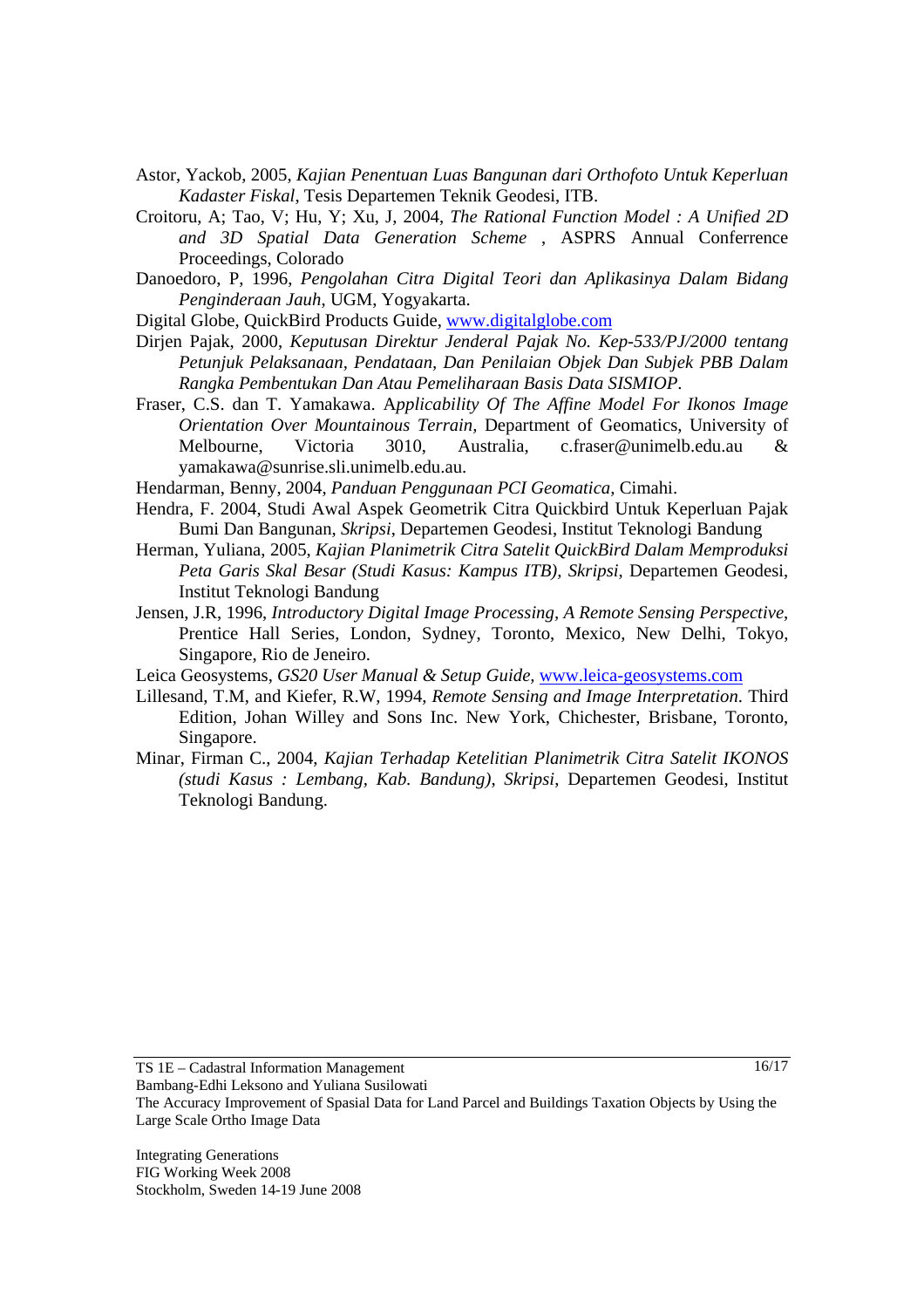Astor, Yackob, 2005, *Kajian Penentuan Luas Bangunan dari Orthofoto Untuk Keperluan Kadaster Fiskal*, Tesis Departemen Teknik Geodesi, ITB.

Croitoru, A; Tao, V; Hu, Y; Xu, J, 2004, *The Rational Function Model : A Unified 2D and 3D Spatial Data Generation Scheme* , ASPRS Annual Conferrence Proceedings, Colorado

Danoedoro, P, 1996, *Pengolahan Citra Digital Teori dan Aplikasinya Dalam Bidang Penginderaan Jauh*, UGM, Yogyakarta.

Digital Globe, QuickBird Products Guide, www.digitalglobe.com

Dirjen Pajak, 2000, *Keputusan Direktur Jenderal Pajak No. Kep-533/PJ/2000 tentang Petunjuk Pelaksanaan, Pendataan, Dan Penilaian Objek Dan Subjek PBB Dalam Rangka Pembentukan Dan Atau Pemeliharaan Basis Data SISMIOP*.

Fraser, C.S. dan T. Yamakawa. A*pplicability Of The Affine Model For Ikonos Image Orientation Over Mountainous Terrain,* Department of Geomatics, University of Melbourne, Victoria 3010, Australia, c.fraser@unimelb.edu.au & yamakawa@sunrise.sli.unimelb.edu.au.

Hendarman, Benny, 2004, *Panduan Penggunaan PCI Geomatica,* Cimahi.

Hendra, F. 2004, Studi Awal Aspek Geometrik Citra Quickbird Untuk Keperluan Pajak Bumi Dan Bangunan, *Skripsi*, Departemen Geodesi, Institut Teknologi Bandung

Herman, Yuliana, 2005, *Kajian Planimetrik Citra Satelit QuickBird Dalam Memproduksi Peta Garis Skal Besar (Studi Kasus: Kampus ITB), Skripsi*, Departemen Geodesi, Institut Teknologi Bandung

Jensen, J.R, 1996, *Introductory Digital Image Processing, A Remote Sensing Perspective*, Prentice Hall Series, London, Sydney, Toronto, Mexico, New Delhi, Tokyo, Singapore, Rio de Jeneiro.

Leica Geosystems, *GS20 User Manual & Setup Guide,* www.leica-geosystems.com

Lillesand, T.M, and Kiefer, R.W, 1994, *Remote Sensing and Image Interpretation*. Third Edition, Johan Willey and Sons Inc. New York, Chichester, Brisbane, Toronto, Singapore.

Minar, Firman C., 2004, *Kajian Terhadap Ketelitian Planimetrik Citra Satelit IKONOS (studi Kasus : Lembang, Kab. Bandung)*, *Skripsi*, Departemen Geodesi, Institut Teknologi Bandung.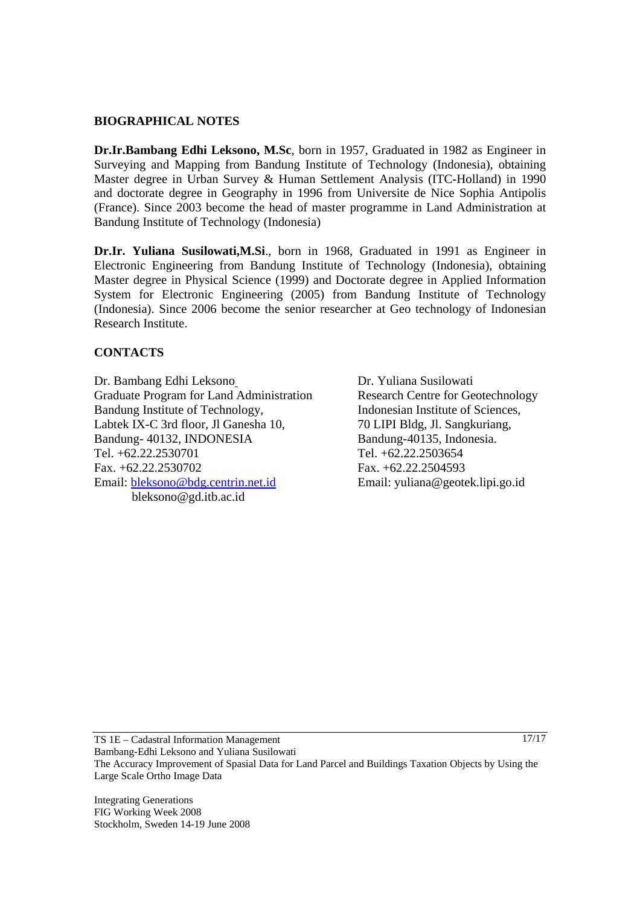## BIOGRAPHICAL NOTES

**Dr.Ir.Bambang Edhi Leksono, M.Sc**, born in 1957, Graduated in 1982 as Engineer in Surveying and Mapping from Bandung Institute of Technology (Indonesia), obtaining Master degree in Urban Survey & Human Settlement Analysis (ITC-Holland) in 1990 and doctorate degree in Geography in 1996 from Universite de Nice Sophia Antipolis (France). Since 2003 become the head of master programme in Land Administration at Bandung Institute of Technology (Indonesia)

**Dr.Ir. Yuliana Susilowati,M.Si**., born in 1968, Graduated in 1991 as Engineer in Electronic Engineering from Bandung Institute of Technology (Indonesia), obtaining Master degree in Physical Science (1999) and Doctorate degree in Applied Information System for Electronic Engineering (2005) from Bandung Institute of Technology (Indonesia). Since 2006 become the senior researcher at Geo technology of Indonesian Research Institute.

## CONTACTS

Dr. Bambang Edhi Leksono
Graduate Program for Land Administration
Bandung Institute of Technology,
Labtek IX-C 3rd floor, Jl Ganesha 10,
Bandung- 40132, INDONESIA
Tel. +62.22.2530701
Fax. +62.22.2530702
Email: bleksono@bdg.centrin.net.id
bleksono@gd.itb.ac.id

Dr. Yuliana Susilowati
Research Centre for Geotechnology
Indonesian Institute of Sciences,
70 LIPI Bldg, Jl. Sangkuriang,
Bandung-40135, Indonesia.
Tel. +62.22.2503654
Fax. +62.22.2504593
Email: yuliana@geotek.lipi.go.id